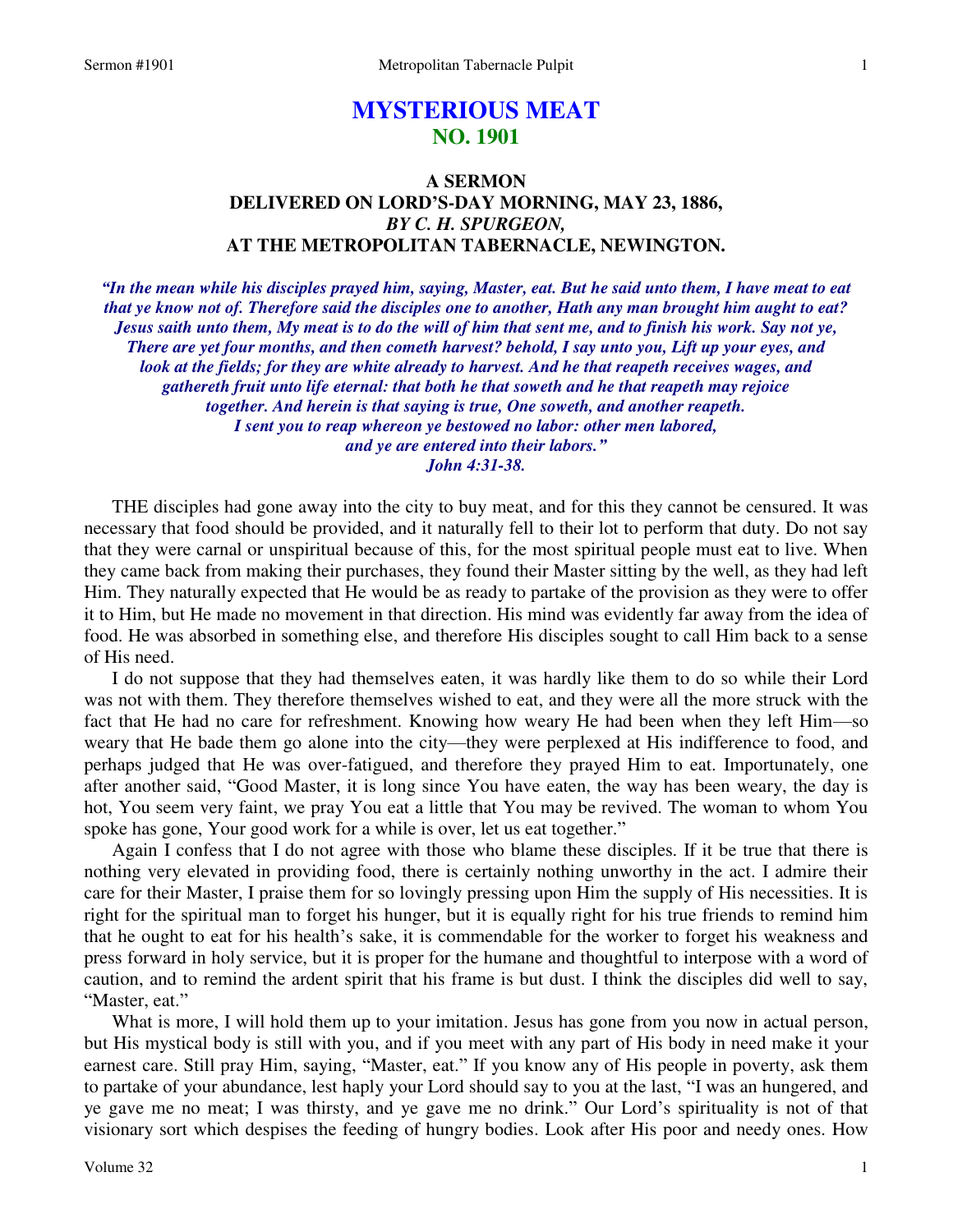# MYSTERIOUS MEAT
## NO. 1901

### A SERMON
### DELIVERED ON LORD'S-DAY MORNING, MAY 23, 1886,
### *BY C. H. SPURGEON,*
### AT THE METROPOLITAN TABERNACLE, NEWINGTON.

***"In the mean while his disciples prayed him, saying, Master, eat. But he said unto them, I have meat to eat that ye know not of. Therefore said the disciples one to another, Hath any man brought him aught to eat? Jesus saith unto them, My meat is to do the will of him that sent me, and to finish his work. Say not ye, There are yet four months, and then cometh harvest? behold, I say unto you, Lift up your eyes, and look at the fields; for they are white already to harvest. And he that reapeth receives wages, and gathereth fruit unto life eternal: that both he that soweth and he that reapeth may rejoice together. And herein is that saying is true, One soweth, and another reapeth. I sent you to reap whereon ye bestowed no labor: other men labored, and ye are entered into their labors." John 4:31-38.***

THE disciples had gone away into the city to buy meat, and for this they cannot be censured. It was necessary that food should be provided, and it naturally fell to their lot to perform that duty. Do not say that they were carnal or unspiritual because of this, for the most spiritual people must eat to live. When they came back from making their purchases, they found their Master sitting by the well, as they had left Him. They naturally expected that He would be as ready to partake of the provision as they were to offer it to Him, but He made no movement in that direction. His mind was evidently far away from the idea of food. He was absorbed in something else, and therefore His disciples sought to call Him back to a sense of His need.

I do not suppose that they had themselves eaten, it was hardly like them to do so while their Lord was not with them. They therefore themselves wished to eat, and they were all the more struck with the fact that He had no care for refreshment. Knowing how weary He had been when they left Him—so weary that He bade them go alone into the city—they were perplexed at His indifference to food, and perhaps judged that He was over-fatigued, and therefore they prayed Him to eat. Importunately, one after another said, "Good Master, it is long since You have eaten, the way has been weary, the day is hot, You seem very faint, we pray You eat a little that You may be revived. The woman to whom You spoke has gone, Your good work for a while is over, let us eat together."

Again I confess that I do not agree with those who blame these disciples. If it be true that there is nothing very elevated in providing food, there is certainly nothing unworthy in the act. I admire their care for their Master, I praise them for so lovingly pressing upon Him the supply of His necessities. It is right for the spiritual man to forget his hunger, but it is equally right for his true friends to remind him that he ought to eat for his health's sake, it is commendable for the worker to forget his weakness and press forward in holy service, but it is proper for the humane and thoughtful to interpose with a word of caution, and to remind the ardent spirit that his frame is but dust. I think the disciples did well to say, "Master, eat."

What is more, I will hold them up to your imitation. Jesus has gone from you now in actual person, but His mystical body is still with you, and if you meet with any part of His body in need make it your earnest care. Still pray Him, saying, "Master, eat." If you know any of His people in poverty, ask them to partake of your abundance, lest haply your Lord should say to you at the last, "I was an hungered, and ye gave me no meat; I was thirsty, and ye gave me no drink." Our Lord's spirituality is not of that visionary sort which despises the feeding of hungry bodies. Look after His poor and needy ones. How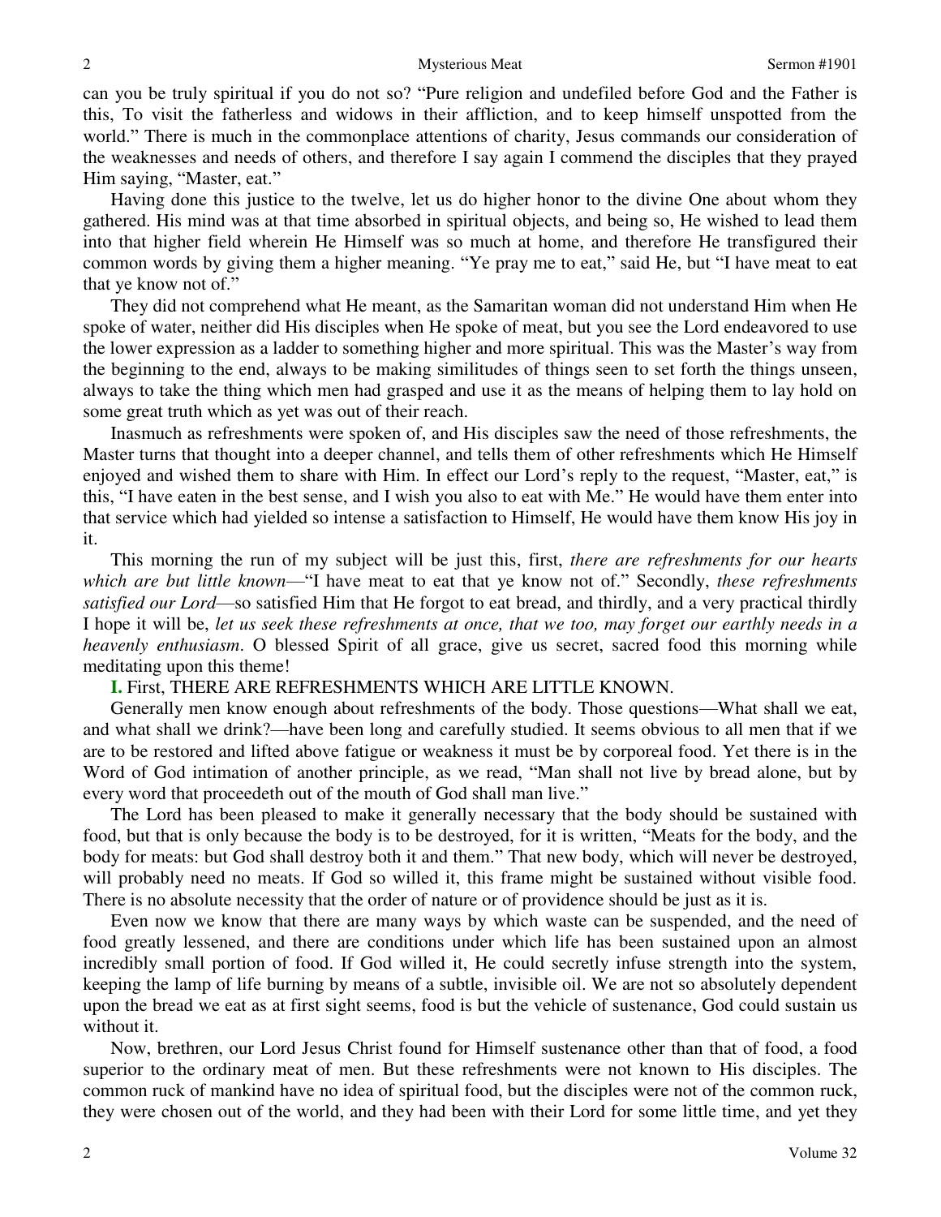can you be truly spiritual if you do not so? "Pure religion and undefiled before God and the Father is this, To visit the fatherless and widows in their affliction, and to keep himself unspotted from the world." There is much in the commonplace attentions of charity, Jesus commands our consideration of the weaknesses and needs of others, and therefore I say again I commend the disciples that they prayed Him saying, "Master, eat."

Having done this justice to the twelve, let us do higher honor to the divine One about whom they gathered. His mind was at that time absorbed in spiritual objects, and being so, He wished to lead them into that higher field wherein He Himself was so much at home, and therefore He transfigured their common words by giving them a higher meaning. "Ye pray me to eat," said He, but "I have meat to eat that ye know not of."

They did not comprehend what He meant, as the Samaritan woman did not understand Him when He spoke of water, neither did His disciples when He spoke of meat, but you see the Lord endeavored to use the lower expression as a ladder to something higher and more spiritual. This was the Master's way from the beginning to the end, always to be making similitudes of things seen to set forth the things unseen, always to take the thing which men had grasped and use it as the means of helping them to lay hold on some great truth which as yet was out of their reach.

Inasmuch as refreshments were spoken of, and His disciples saw the need of those refreshments, the Master turns that thought into a deeper channel, and tells them of other refreshments which He Himself enjoyed and wished them to share with Him. In effect our Lord's reply to the request, "Master, eat," is this, "I have eaten in the best sense, and I wish you also to eat with Me." He would have them enter into that service which had yielded so intense a satisfaction to Himself, He would have them know His joy in it.

This morning the run of my subject will be just this, first, *there are refreshments for our hearts which are but little known*—"I have meat to eat that ye know not of." Secondly, *these refreshments satisfied our Lord*—so satisfied Him that He forgot to eat bread, and thirdly, and a very practical thirdly I hope it will be, *let us seek these refreshments at once, that we too, may forget our earthly needs in a heavenly enthusiasm*. O blessed Spirit of all grace, give us secret, sacred food this morning while meditating upon this theme!

**I.** First, THERE ARE REFRESHMENTS WHICH ARE LITTLE KNOWN.

Generally men know enough about refreshments of the body. Those questions—What shall we eat, and what shall we drink?—have been long and carefully studied. It seems obvious to all men that if we are to be restored and lifted above fatigue or weakness it must be by corporeal food. Yet there is in the Word of God intimation of another principle, as we read, "Man shall not live by bread alone, but by every word that proceedeth out of the mouth of God shall man live."

The Lord has been pleased to make it generally necessary that the body should be sustained with food, but that is only because the body is to be destroyed, for it is written, "Meats for the body, and the body for meats: but God shall destroy both it and them." That new body, which will never be destroyed, will probably need no meats. If God so willed it, this frame might be sustained without visible food. There is no absolute necessity that the order of nature or of providence should be just as it is.

Even now we know that there are many ways by which waste can be suspended, and the need of food greatly lessened, and there are conditions under which life has been sustained upon an almost incredibly small portion of food. If God willed it, He could secretly infuse strength into the system, keeping the lamp of life burning by means of a subtle, invisible oil. We are not so absolutely dependent upon the bread we eat as at first sight seems, food is but the vehicle of sustenance, God could sustain us without it.

Now, brethren, our Lord Jesus Christ found for Himself sustenance other than that of food, a food superior to the ordinary meat of men. But these refreshments were not known to His disciples. The common ruck of mankind have no idea of spiritual food, but the disciples were not of the common ruck, they were chosen out of the world, and they had been with their Lord for some little time, and yet they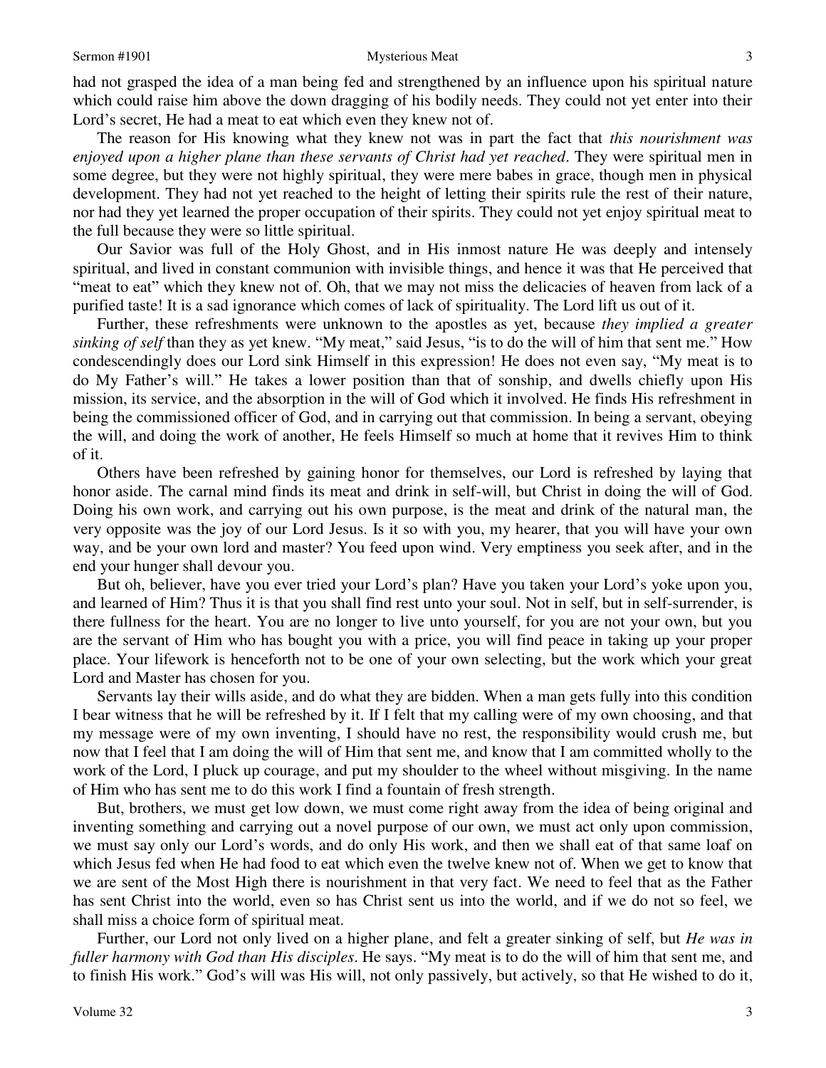had not grasped the idea of a man being fed and strengthened by an influence upon his spiritual nature which could raise him above the down dragging of his bodily needs. They could not yet enter into their Lord's secret, He had a meat to eat which even they knew not of.

The reason for His knowing what they knew not was in part the fact that *this nourishment was enjoyed upon a higher plane than these servants of Christ had yet reached*. They were spiritual men in some degree, but they were not highly spiritual, they were mere babes in grace, though men in physical development. They had not yet reached to the height of letting their spirits rule the rest of their nature, nor had they yet learned the proper occupation of their spirits. They could not yet enjoy spiritual meat to the full because they were so little spiritual.

Our Savior was full of the Holy Ghost, and in His inmost nature He was deeply and intensely spiritual, and lived in constant communion with invisible things, and hence it was that He perceived that "meat to eat" which they knew not of. Oh, that we may not miss the delicacies of heaven from lack of a purified taste! It is a sad ignorance which comes of lack of spirituality. The Lord lift us out of it.

Further, these refreshments were unknown to the apostles as yet, because *they implied a greater sinking of self* than they as yet knew. "My meat," said Jesus, "is to do the will of him that sent me." How condescendingly does our Lord sink Himself in this expression! He does not even say, "My meat is to do My Father's will." He takes a lower position than that of sonship, and dwells chiefly upon His mission, its service, and the absorption in the will of God which it involved. He finds His refreshment in being the commissioned officer of God, and in carrying out that commission. In being a servant, obeying the will, and doing the work of another, He feels Himself so much at home that it revives Him to think of it.

Others have been refreshed by gaining honor for themselves, our Lord is refreshed by laying that honor aside. The carnal mind finds its meat and drink in self-will, but Christ in doing the will of God. Doing his own work, and carrying out his own purpose, is the meat and drink of the natural man, the very opposite was the joy of our Lord Jesus. Is it so with you, my hearer, that you will have your own way, and be your own lord and master? You feed upon wind. Very emptiness you seek after, and in the end your hunger shall devour you.

But oh, believer, have you ever tried your Lord's plan? Have you taken your Lord's yoke upon you, and learned of Him? Thus it is that you shall find rest unto your soul. Not in self, but in self-surrender, is there fullness for the heart. You are no longer to live unto yourself, for you are not your own, but you are the servant of Him who has bought you with a price, you will find peace in taking up your proper place. Your lifework is henceforth not to be one of your own selecting, but the work which your great Lord and Master has chosen for you.

Servants lay their wills aside, and do what they are bidden. When a man gets fully into this condition I bear witness that he will be refreshed by it. If I felt that my calling were of my own choosing, and that my message were of my own inventing, I should have no rest, the responsibility would crush me, but now that I feel that I am doing the will of Him that sent me, and know that I am committed wholly to the work of the Lord, I pluck up courage, and put my shoulder to the wheel without misgiving. In the name of Him who has sent me to do this work I find a fountain of fresh strength.

But, brothers, we must get low down, we must come right away from the idea of being original and inventing something and carrying out a novel purpose of our own, we must act only upon commission, we must say only our Lord's words, and do only His work, and then we shall eat of that same loaf on which Jesus fed when He had food to eat which even the twelve knew not of. When we get to know that we are sent of the Most High there is nourishment in that very fact. We need to feel that as the Father has sent Christ into the world, even so has Christ sent us into the world, and if we do not so feel, we shall miss a choice form of spiritual meat.

Further, our Lord not only lived on a higher plane, and felt a greater sinking of self, but *He was in fuller harmony with God than His disciples*. He says. "My meat is to do the will of him that sent me, and to finish His work." God's will was His will, not only passively, but actively, so that He wished to do it,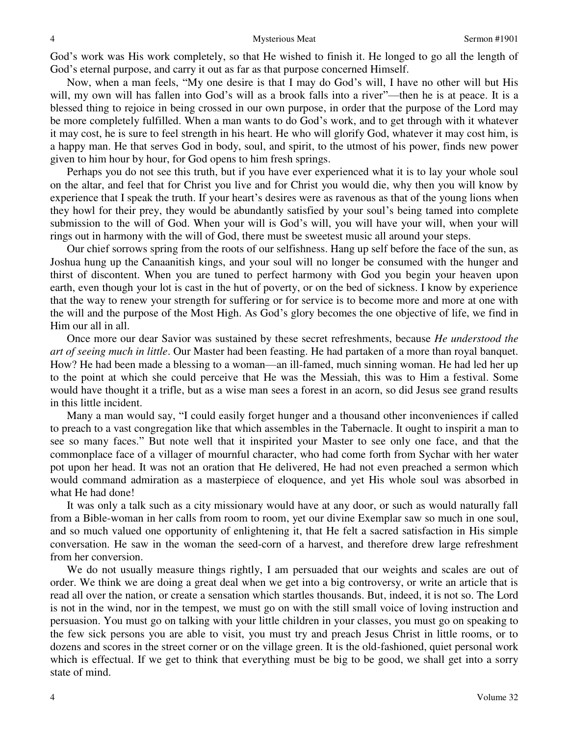God's work was His work completely, so that He wished to finish it. He longed to go all the length of God's eternal purpose, and carry it out as far as that purpose concerned Himself.

Now, when a man feels, "My one desire is that I may do God's will, I have no other will but His will, my own will has fallen into God's will as a brook falls into a river"—then he is at peace. It is a blessed thing to rejoice in being crossed in our own purpose, in order that the purpose of the Lord may be more completely fulfilled. When a man wants to do God's work, and to get through with it whatever it may cost, he is sure to feel strength in his heart. He who will glorify God, whatever it may cost him, is a happy man. He that serves God in body, soul, and spirit, to the utmost of his power, finds new power given to him hour by hour, for God opens to him fresh springs.

Perhaps you do not see this truth, but if you have ever experienced what it is to lay your whole soul on the altar, and feel that for Christ you live and for Christ you would die, why then you will know by experience that I speak the truth. If your heart's desires were as ravenous as that of the young lions when they howl for their prey, they would be abundantly satisfied by your soul's being tamed into complete submission to the will of God. When your will is God's will, you will have your will, when your will rings out in harmony with the will of God, there must be sweetest music all around your steps.

Our chief sorrows spring from the roots of our selfishness. Hang up self before the face of the sun, as Joshua hung up the Canaanitish kings, and your soul will no longer be consumed with the hunger and thirst of discontent. When you are tuned to perfect harmony with God you begin your heaven upon earth, even though your lot is cast in the hut of poverty, or on the bed of sickness. I know by experience that the way to renew your strength for suffering or for service is to become more and more at one with the will and the purpose of the Most High. As God's glory becomes the one objective of life, we find in Him our all in all.

Once more our dear Savior was sustained by these secret refreshments, because *He understood the art of seeing much in little*. Our Master had been feasting. He had partaken of a more than royal banquet. How? He had been made a blessing to a woman—an ill-famed, much sinning woman. He had led her up to the point at which she could perceive that He was the Messiah, this was to Him a festival. Some would have thought it a trifle, but as a wise man sees a forest in an acorn, so did Jesus see grand results in this little incident.

Many a man would say, "I could easily forget hunger and a thousand other inconveniences if called to preach to a vast congregation like that which assembles in the Tabernacle. It ought to inspirit a man to see so many faces." But note well that it inspirited your Master to see only one face, and that the commonplace face of a villager of mournful character, who had come forth from Sychar with her water pot upon her head. It was not an oration that He delivered, He had not even preached a sermon which would command admiration as a masterpiece of eloquence, and yet His whole soul was absorbed in what He had done!

It was only a talk such as a city missionary would have at any door, or such as would naturally fall from a Bible-woman in her calls from room to room, yet our divine Exemplar saw so much in one soul, and so much valued one opportunity of enlightening it, that He felt a sacred satisfaction in His simple conversation. He saw in the woman the seed-corn of a harvest, and therefore drew large refreshment from her conversion.

We do not usually measure things rightly, I am persuaded that our weights and scales are out of order. We think we are doing a great deal when we get into a big controversy, or write an article that is read all over the nation, or create a sensation which startles thousands. But, indeed, it is not so. The Lord is not in the wind, nor in the tempest, we must go on with the still small voice of loving instruction and persuasion. You must go on talking with your little children in your classes, you must go on speaking to the few sick persons you are able to visit, you must try and preach Jesus Christ in little rooms, or to dozens and scores in the street corner or on the village green. It is the old-fashioned, quiet personal work which is effectual. If we get to think that everything must be big to be good, we shall get into a sorry state of mind.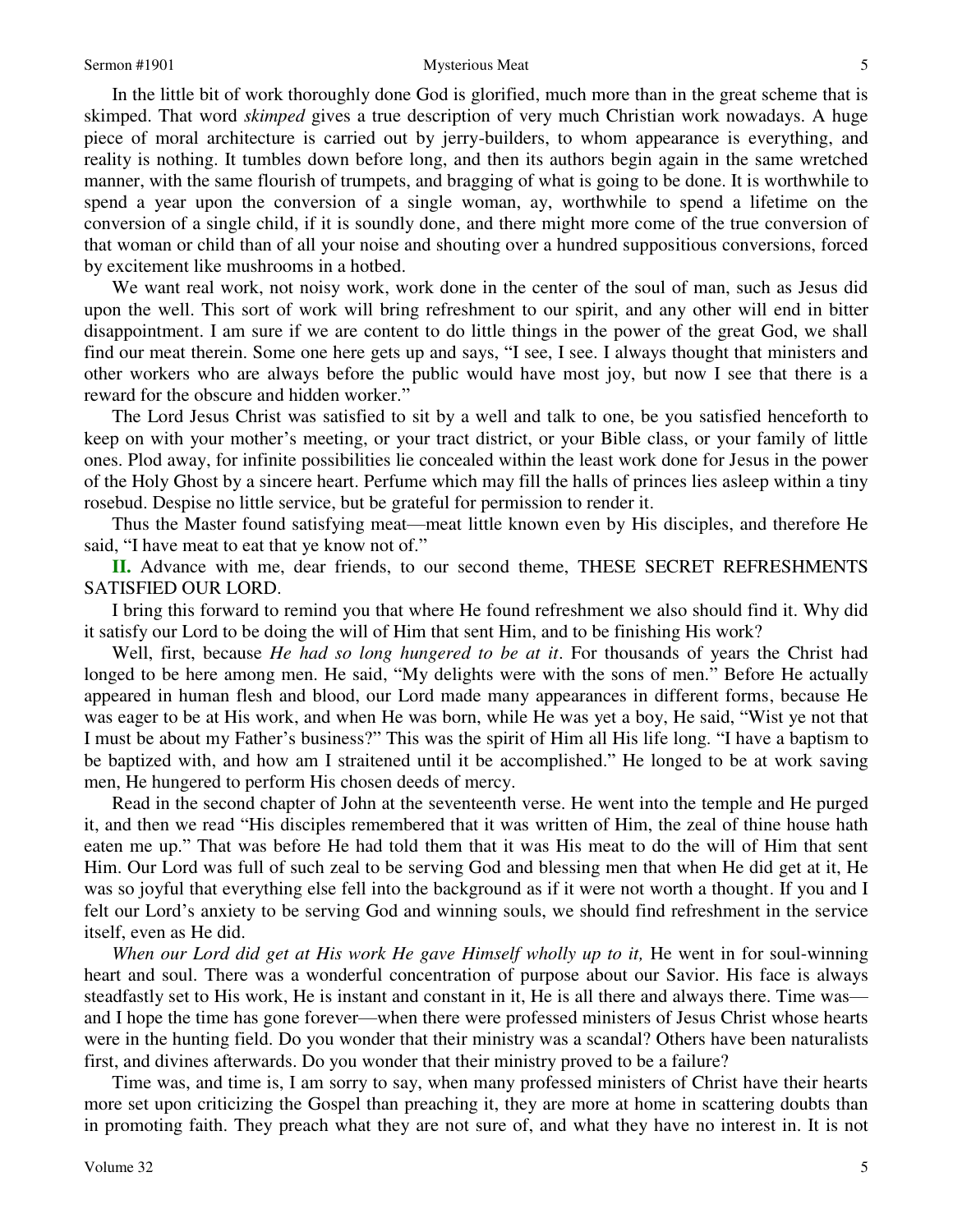In the little bit of work thoroughly done God is glorified, much more than in the great scheme that is skimped. That word *skimped* gives a true description of very much Christian work nowadays. A huge piece of moral architecture is carried out by jerry-builders, to whom appearance is everything, and reality is nothing. It tumbles down before long, and then its authors begin again in the same wretched manner, with the same flourish of trumpets, and bragging of what is going to be done. It is worthwhile to spend a year upon the conversion of a single woman, ay, worthwhile to spend a lifetime on the conversion of a single child, if it is soundly done, and there might more come of the true conversion of that woman or child than of all your noise and shouting over a hundred suppositious conversions, forced by excitement like mushrooms in a hotbed.

We want real work, not noisy work, work done in the center of the soul of man, such as Jesus did upon the well. This sort of work will bring refreshment to our spirit, and any other will end in bitter disappointment. I am sure if we are content to do little things in the power of the great God, we shall find our meat therein. Some one here gets up and says, "I see, I see. I always thought that ministers and other workers who are always before the public would have most joy, but now I see that there is a reward for the obscure and hidden worker."

The Lord Jesus Christ was satisfied to sit by a well and talk to one, be you satisfied henceforth to keep on with your mother's meeting, or your tract district, or your Bible class, or your family of little ones. Plod away, for infinite possibilities lie concealed within the least work done for Jesus in the power of the Holy Ghost by a sincere heart. Perfume which may fill the halls of princes lies asleep within a tiny rosebud. Despise no little service, but be grateful for permission to render it.

Thus the Master found satisfying meat—meat little known even by His disciples, and therefore He said, "I have meat to eat that ye know not of."

**II.** Advance with me, dear friends, to our second theme, THESE SECRET REFRESHMENTS SATISFIED OUR LORD.

I bring this forward to remind you that where He found refreshment we also should find it. Why did it satisfy our Lord to be doing the will of Him that sent Him, and to be finishing His work?

Well, first, because *He had so long hungered to be at it*. For thousands of years the Christ had longed to be here among men. He said, "My delights were with the sons of men." Before He actually appeared in human flesh and blood, our Lord made many appearances in different forms, because He was eager to be at His work, and when He was born, while He was yet a boy, He said, "Wist ye not that I must be about my Father's business?" This was the spirit of Him all His life long. "I have a baptism to be baptized with, and how am I straitened until it be accomplished." He longed to be at work saving men, He hungered to perform His chosen deeds of mercy.

Read in the second chapter of John at the seventeenth verse. He went into the temple and He purged it, and then we read "His disciples remembered that it was written of Him, the zeal of thine house hath eaten me up." That was before He had told them that it was His meat to do the will of Him that sent Him. Our Lord was full of such zeal to be serving God and blessing men that when He did get at it, He was so joyful that everything else fell into the background as if it were not worth a thought. If you and I felt our Lord's anxiety to be serving God and winning souls, we should find refreshment in the service itself, even as He did.

*When our Lord did get at His work He gave Himself wholly up to it,* He went in for soul-winning heart and soul. There was a wonderful concentration of purpose about our Savior. His face is always steadfastly set to His work, He is instant and constant in it, He is all there and always there. Time was—and I hope the time has gone forever—when there were professed ministers of Jesus Christ whose hearts were in the hunting field. Do you wonder that their ministry was a scandal? Others have been naturalists first, and divines afterwards. Do you wonder that their ministry proved to be a failure?

Time was, and time is, I am sorry to say, when many professed ministers of Christ have their hearts more set upon criticizing the Gospel than preaching it, they are more at home in scattering doubts than in promoting faith. They preach what they are not sure of, and what they have no interest in. It is not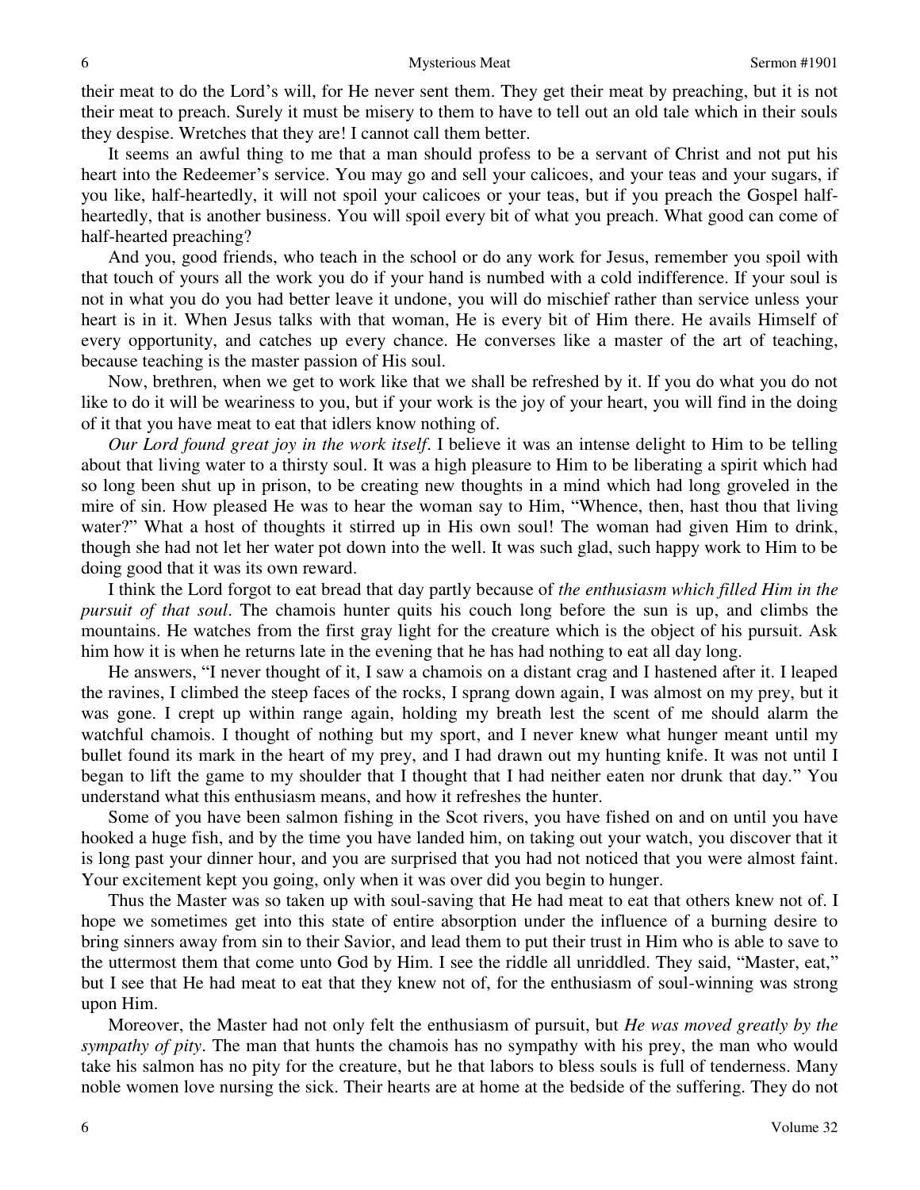their meat to do the Lord's will, for He never sent them. They get their meat by preaching, but it is not their meat to preach. Surely it must be misery to them to have to tell out an old tale which in their souls they despise. Wretches that they are! I cannot call them better.

It seems an awful thing to me that a man should profess to be a servant of Christ and not put his heart into the Redeemer's service. You may go and sell your calicoes, and your teas and your sugars, if you like, half-heartedly, it will not spoil your calicoes or your teas, but if you preach the Gospel half-heartedly, that is another business. You will spoil every bit of what you preach. What good can come of half-hearted preaching?

And you, good friends, who teach in the school or do any work for Jesus, remember you spoil with that touch of yours all the work you do if your hand is numbed with a cold indifference. If your soul is not in what you do you had better leave it undone, you will do mischief rather than service unless your heart is in it. When Jesus talks with that woman, He is every bit of Him there. He avails Himself of every opportunity, and catches up every chance. He converses like a master of the art of teaching, because teaching is the master passion of His soul.

Now, brethren, when we get to work like that we shall be refreshed by it. If you do what you do not like to do it will be weariness to you, but if your work is the joy of your heart, you will find in the doing of it that you have meat to eat that idlers know nothing of.

*Our Lord found great joy in the work itself*. I believe it was an intense delight to Him to be telling about that living water to a thirsty soul. It was a high pleasure to Him to be liberating a spirit which had so long been shut up in prison, to be creating new thoughts in a mind which had long groveled in the mire of sin. How pleased He was to hear the woman say to Him, "Whence, then, hast thou that living water?" What a host of thoughts it stirred up in His own soul! The woman had given Him to drink, though she had not let her water pot down into the well. It was such glad, such happy work to Him to be doing good that it was its own reward.

I think the Lord forgot to eat bread that day partly because of *the enthusiasm which filled Him in the pursuit of that soul*. The chamois hunter quits his couch long before the sun is up, and climbs the mountains. He watches from the first gray light for the creature which is the object of his pursuit. Ask him how it is when he returns late in the evening that he has had nothing to eat all day long.

He answers, "I never thought of it, I saw a chamois on a distant crag and I hastened after it. I leaped the ravines, I climbed the steep faces of the rocks, I sprang down again, I was almost on my prey, but it was gone. I crept up within range again, holding my breath lest the scent of me should alarm the watchful chamois. I thought of nothing but my sport, and I never knew what hunger meant until my bullet found its mark in the heart of my prey, and I had drawn out my hunting knife. It was not until I began to lift the game to my shoulder that I thought that I had neither eaten nor drunk that day." You understand what this enthusiasm means, and how it refreshes the hunter.

Some of you have been salmon fishing in the Scot rivers, you have fished on and on until you have hooked a huge fish, and by the time you have landed him, on taking out your watch, you discover that it is long past your dinner hour, and you are surprised that you had not noticed that you were almost faint. Your excitement kept you going, only when it was over did you begin to hunger.

Thus the Master was so taken up with soul-saving that He had meat to eat that others knew not of. I hope we sometimes get into this state of entire absorption under the influence of a burning desire to bring sinners away from sin to their Savior, and lead them to put their trust in Him who is able to save to the uttermost them that come unto God by Him. I see the riddle all unriddled. They said, "Master, eat," but I see that He had meat to eat that they knew not of, for the enthusiasm of soul-winning was strong upon Him.

Moreover, the Master had not only felt the enthusiasm of pursuit, but *He was moved greatly by the sympathy of pity*. The man that hunts the chamois has no sympathy with his prey, the man who would take his salmon has no pity for the creature, but he that labors to bless souls is full of tenderness. Many noble women love nursing the sick. Their hearts are at home at the bedside of the suffering. They do not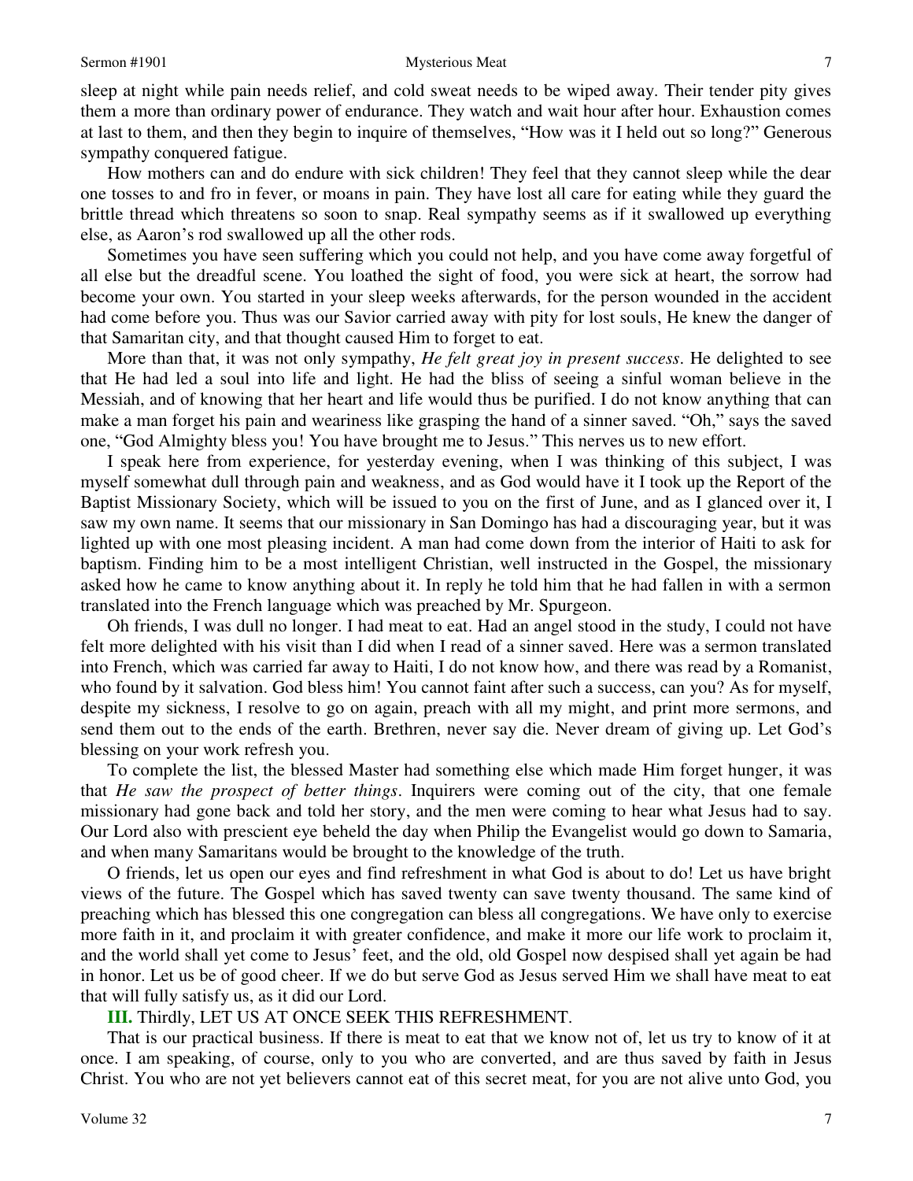sleep at night while pain needs relief, and cold sweat needs to be wiped away. Their tender pity gives them a more than ordinary power of endurance. They watch and wait hour after hour. Exhaustion comes at last to them, and then they begin to inquire of themselves, "How was it I held out so long?" Generous sympathy conquered fatigue.

How mothers can and do endure with sick children! They feel that they cannot sleep while the dear one tosses to and fro in fever, or moans in pain. They have lost all care for eating while they guard the brittle thread which threatens so soon to snap. Real sympathy seems as if it swallowed up everything else, as Aaron's rod swallowed up all the other rods.

Sometimes you have seen suffering which you could not help, and you have come away forgetful of all else but the dreadful scene. You loathed the sight of food, you were sick at heart, the sorrow had become your own. You started in your sleep weeks afterwards, for the person wounded in the accident had come before you. Thus was our Savior carried away with pity for lost souls, He knew the danger of that Samaritan city, and that thought caused Him to forget to eat.

More than that, it was not only sympathy, *He felt great joy in present success*. He delighted to see that He had led a soul into life and light. He had the bliss of seeing a sinful woman believe in the Messiah, and of knowing that her heart and life would thus be purified. I do not know anything that can make a man forget his pain and weariness like grasping the hand of a sinner saved. "Oh," says the saved one, "God Almighty bless you! You have brought me to Jesus." This nerves us to new effort.

I speak here from experience, for yesterday evening, when I was thinking of this subject, I was myself somewhat dull through pain and weakness, and as God would have it I took up the Report of the Baptist Missionary Society, which will be issued to you on the first of June, and as I glanced over it, I saw my own name. It seems that our missionary in San Domingo has had a discouraging year, but it was lighted up with one most pleasing incident. A man had come down from the interior of Haiti to ask for baptism. Finding him to be a most intelligent Christian, well instructed in the Gospel, the missionary asked how he came to know anything about it. In reply he told him that he had fallen in with a sermon translated into the French language which was preached by Mr. Spurgeon.

Oh friends, I was dull no longer. I had meat to eat. Had an angel stood in the study, I could not have felt more delighted with his visit than I did when I read of a sinner saved. Here was a sermon translated into French, which was carried far away to Haiti, I do not know how, and there was read by a Romanist, who found by it salvation. God bless him! You cannot faint after such a success, can you? As for myself, despite my sickness, I resolve to go on again, preach with all my might, and print more sermons, and send them out to the ends of the earth. Brethren, never say die. Never dream of giving up. Let God's blessing on your work refresh you.

To complete the list, the blessed Master had something else which made Him forget hunger, it was that *He saw the prospect of better things*. Inquirers were coming out of the city, that one female missionary had gone back and told her story, and the men were coming to hear what Jesus had to say. Our Lord also with prescient eye beheld the day when Philip the Evangelist would go down to Samaria, and when many Samaritans would be brought to the knowledge of the truth.

O friends, let us open our eyes and find refreshment in what God is about to do! Let us have bright views of the future. The Gospel which has saved twenty can save twenty thousand. The same kind of preaching which has blessed this one congregation can bless all congregations. We have only to exercise more faith in it, and proclaim it with greater confidence, and make it more our life work to proclaim it, and the world shall yet come to Jesus' feet, and the old, old Gospel now despised shall yet again be had in honor. Let us be of good cheer. If we do but serve God as Jesus served Him we shall have meat to eat that will fully satisfy us, as it did our Lord.

**III.** Thirdly, LET US AT ONCE SEEK THIS REFRESHMENT.

That is our practical business. If there is meat to eat that we know not of, let us try to know of it at once. I am speaking, of course, only to you who are converted, and are thus saved by faith in Jesus Christ. You who are not yet believers cannot eat of this secret meat, for you are not alive unto God, you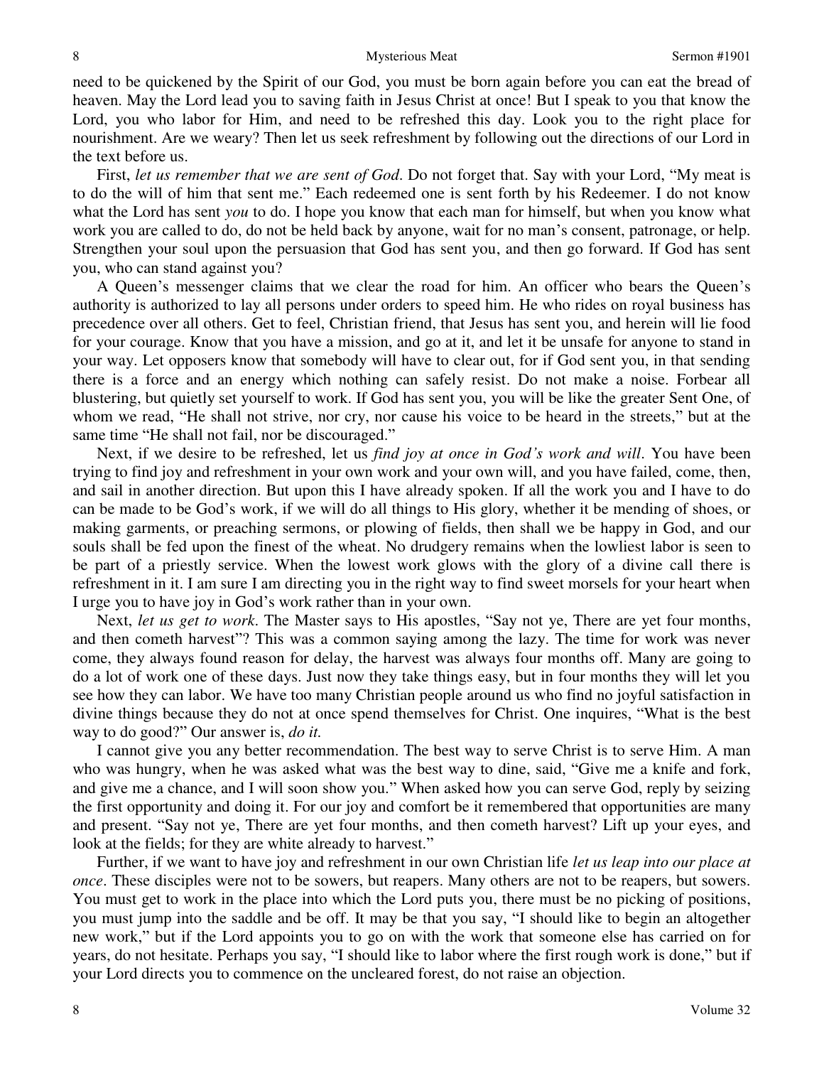need to be quickened by the Spirit of our God, you must be born again before you can eat the bread of heaven. May the Lord lead you to saving faith in Jesus Christ at once! But I speak to you that know the Lord, you who labor for Him, and need to be refreshed this day. Look you to the right place for nourishment. Are we weary? Then let us seek refreshment by following out the directions of our Lord in the text before us.

First, *let us remember that we are sent of God*. Do not forget that. Say with your Lord, "My meat is to do the will of him that sent me." Each redeemed one is sent forth by his Redeemer. I do not know what the Lord has sent *you* to do. I hope you know that each man for himself, but when you know what work you are called to do, do not be held back by anyone, wait for no man's consent, patronage, or help. Strengthen your soul upon the persuasion that God has sent you, and then go forward. If God has sent you, who can stand against you?

A Queen's messenger claims that we clear the road for him. An officer who bears the Queen's authority is authorized to lay all persons under orders to speed him. He who rides on royal business has precedence over all others. Get to feel, Christian friend, that Jesus has sent you, and herein will lie food for your courage. Know that you have a mission, and go at it, and let it be unsafe for anyone to stand in your way. Let opposers know that somebody will have to clear out, for if God sent you, in that sending there is a force and an energy which nothing can safely resist. Do not make a noise. Forbear all blustering, but quietly set yourself to work. If God has sent you, you will be like the greater Sent One, of whom we read, "He shall not strive, nor cry, nor cause his voice to be heard in the streets," but at the same time "He shall not fail, nor be discouraged."

Next, if we desire to be refreshed, let us *find joy at once in God's work and will*. You have been trying to find joy and refreshment in your own work and your own will, and you have failed, come, then, and sail in another direction. But upon this I have already spoken. If all the work you and I have to do can be made to be God's work, if we will do all things to His glory, whether it be mending of shoes, or making garments, or preaching sermons, or plowing of fields, then shall we be happy in God, and our souls shall be fed upon the finest of the wheat. No drudgery remains when the lowliest labor is seen to be part of a priestly service. When the lowest work glows with the glory of a divine call there is refreshment in it. I am sure I am directing you in the right way to find sweet morsels for your heart when I urge you to have joy in God's work rather than in your own.

Next, *let us get to work*. The Master says to His apostles, "Say not ye, There are yet four months, and then cometh harvest"? This was a common saying among the lazy. The time for work was never come, they always found reason for delay, the harvest was always four months off. Many are going to do a lot of work one of these days. Just now they take things easy, but in four months they will let you see how they can labor. We have too many Christian people around us who find no joyful satisfaction in divine things because they do not at once spend themselves for Christ. One inquires, "What is the best way to do good?" Our answer is, *do it.*

I cannot give you any better recommendation. The best way to serve Christ is to serve Him. A man who was hungry, when he was asked what was the best way to dine, said, "Give me a knife and fork, and give me a chance, and I will soon show you." When asked how you can serve God, reply by seizing the first opportunity and doing it. For our joy and comfort be it remembered that opportunities are many and present. "Say not ye, There are yet four months, and then cometh harvest? Lift up your eyes, and look at the fields; for they are white already to harvest."

Further, if we want to have joy and refreshment in our own Christian life *let us leap into our place at once*. These disciples were not to be sowers, but reapers. Many others are not to be reapers, but sowers. You must get to work in the place into which the Lord puts you, there must be no picking of positions, you must jump into the saddle and be off. It may be that you say, "I should like to begin an altogether new work," but if the Lord appoints you to go on with the work that someone else has carried on for years, do not hesitate. Perhaps you say, "I should like to labor where the first rough work is done," but if your Lord directs you to commence on the uncleared forest, do not raise an objection.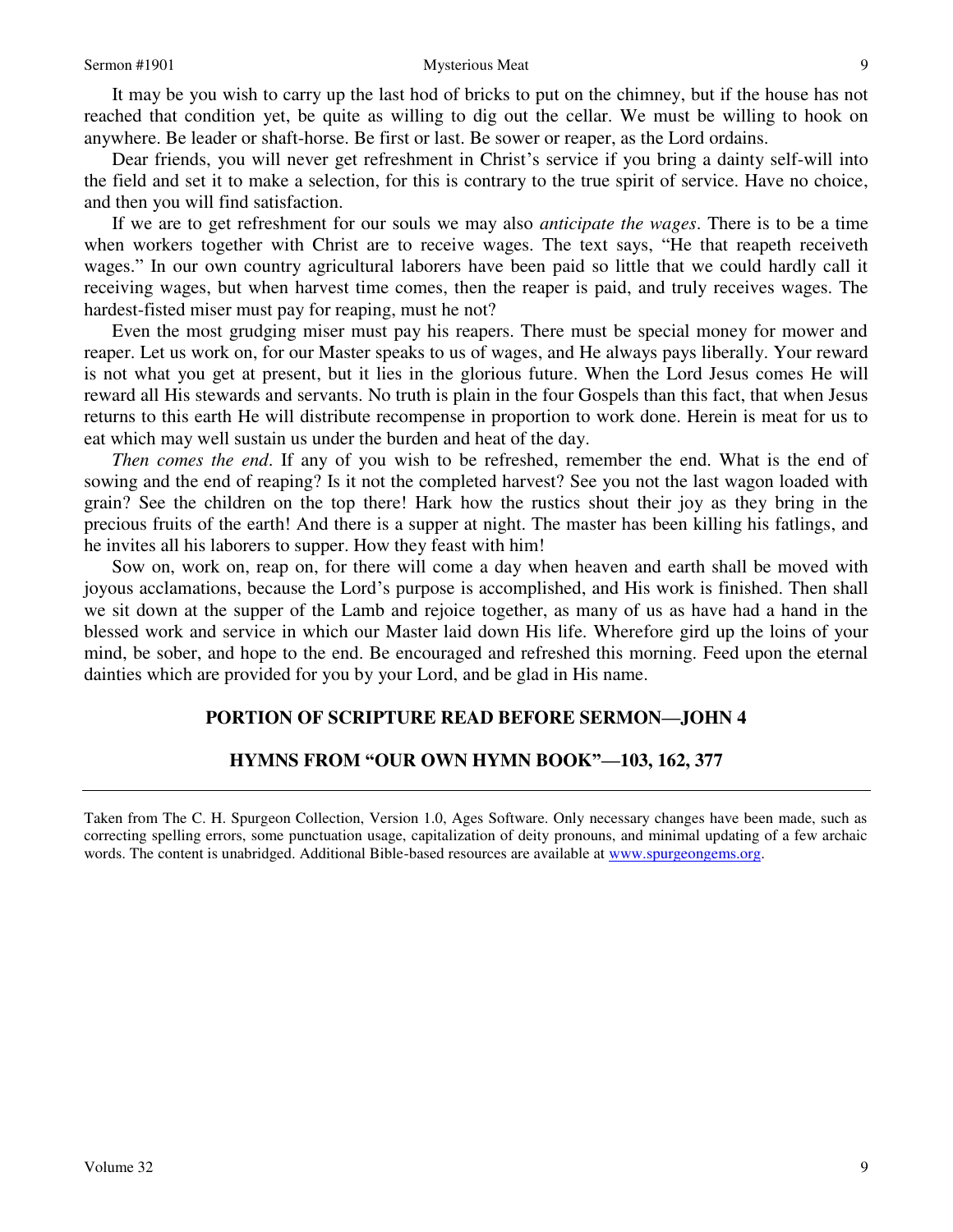It may be you wish to carry up the last hod of bricks to put on the chimney, but if the house has not reached that condition yet, be quite as willing to dig out the cellar. We must be willing to hook on anywhere. Be leader or shaft-horse. Be first or last. Be sower or reaper, as the Lord ordains.

Dear friends, you will never get refreshment in Christ's service if you bring a dainty self-will into the field and set it to make a selection, for this is contrary to the true spirit of service. Have no choice, and then you will find satisfaction.

If we are to get refreshment for our souls we may also *anticipate the wages*. There is to be a time when workers together with Christ are to receive wages. The text says, "He that reapeth receiveth wages." In our own country agricultural laborers have been paid so little that we could hardly call it receiving wages, but when harvest time comes, then the reaper is paid, and truly receives wages. The hardest-fisted miser must pay for reaping, must he not?

Even the most grudging miser must pay his reapers. There must be special money for mower and reaper. Let us work on, for our Master speaks to us of wages, and He always pays liberally. Your reward is not what you get at present, but it lies in the glorious future. When the Lord Jesus comes He will reward all His stewards and servants. No truth is plain in the four Gospels than this fact, that when Jesus returns to this earth He will distribute recompense in proportion to work done. Herein is meat for us to eat which may well sustain us under the burden and heat of the day.

*Then comes the end*. If any of you wish to be refreshed, remember the end. What is the end of sowing and the end of reaping? Is it not the completed harvest? See you not the last wagon loaded with grain? See the children on the top there! Hark how the rustics shout their joy as they bring in the precious fruits of the earth! And there is a supper at night. The master has been killing his fatlings, and he invites all his laborers to supper. How they feast with him!

Sow on, work on, reap on, for there will come a day when heaven and earth shall be moved with joyous acclamations, because the Lord's purpose is accomplished, and His work is finished. Then shall we sit down at the supper of the Lamb and rejoice together, as many of us as have had a hand in the blessed work and service in which our Master laid down His life. Wherefore gird up the loins of your mind, be sober, and hope to the end. Be encouraged and refreshed this morning. Feed upon the eternal dainties which are provided for you by your Lord, and be glad in His name.

**PORTION OF SCRIPTURE READ BEFORE SERMON—JOHN 4**

**HYMNS FROM "OUR OWN HYMN BOOK"—103, 162, 377**

---

Taken from The C. H. Spurgeon Collection, Version 1.0, Ages Software. Only necessary changes have been made, such as correcting spelling errors, some punctuation usage, capitalization of deity pronouns, and minimal updating of a few archaic words. The content is unabridged. Additional Bible-based resources are available at www.spurgeongems.org.